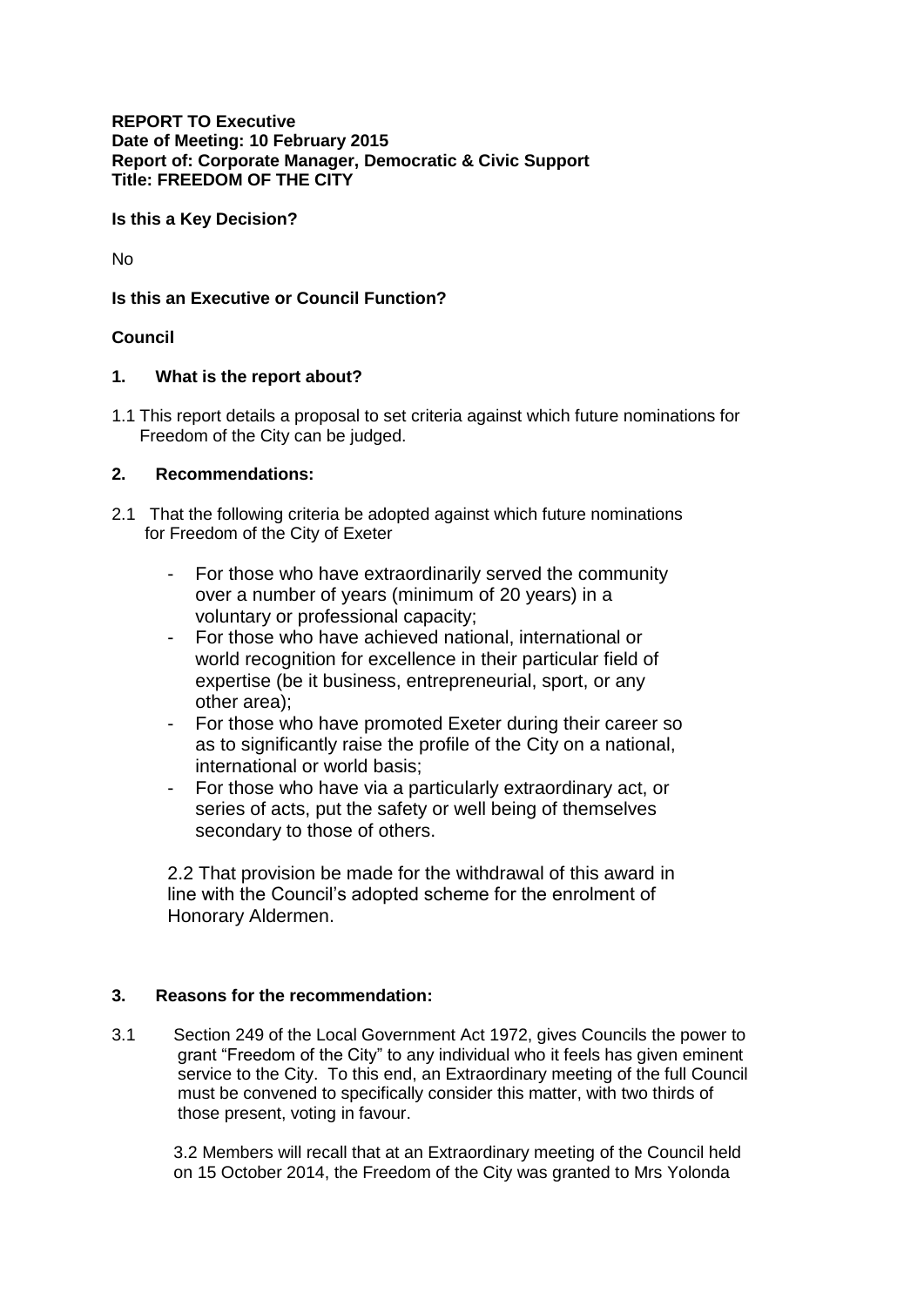**REPORT TO Executive**
**Date of Meeting: 10 February 2015**
**Report of: Corporate Manager, Democratic & Civic Support**
**Title: FREEDOM OF THE CITY**

**Is this a Key Decision?**

No

**Is this an Executive or Council Function?**

**Council**

## 1. What is the report about?

1.1 This report details a proposal to set criteria against which future nominations for Freedom of the City can be judged.

## 2. Recommendations:

2.1 That the following criteria be adopted against which future nominations for Freedom of the City of Exeter

- For those who have extraordinarily served the community over a number of years (minimum of 20 years) in a voluntary or professional capacity;
- For those who have achieved national, international or world recognition for excellence in their particular field of expertise (be it business, entrepreneurial, sport, or any other area);
- For those who have promoted Exeter during their career so as to significantly raise the profile of the City on a national, international or world basis;
- For those who have via a particularly extraordinary act, or series of acts, put the safety or well being of themselves secondary to those of others.

2.2 That provision be made for the withdrawal of this award in line with the Council's adopted scheme for the enrolment of Honorary Aldermen.

## 3. Reasons for the recommendation:

3.1 Section 249 of the Local Government Act 1972, gives Councils the power to grant "Freedom of the City" to any individual who it feels has given eminent service to the City. To this end, an Extraordinary meeting of the full Council must be convened to specifically consider this matter, with two thirds of those present, voting in favour.

3.2 Members will recall that at an Extraordinary meeting of the Council held on 15 October 2014, the Freedom of the City was granted to Mrs Yolonda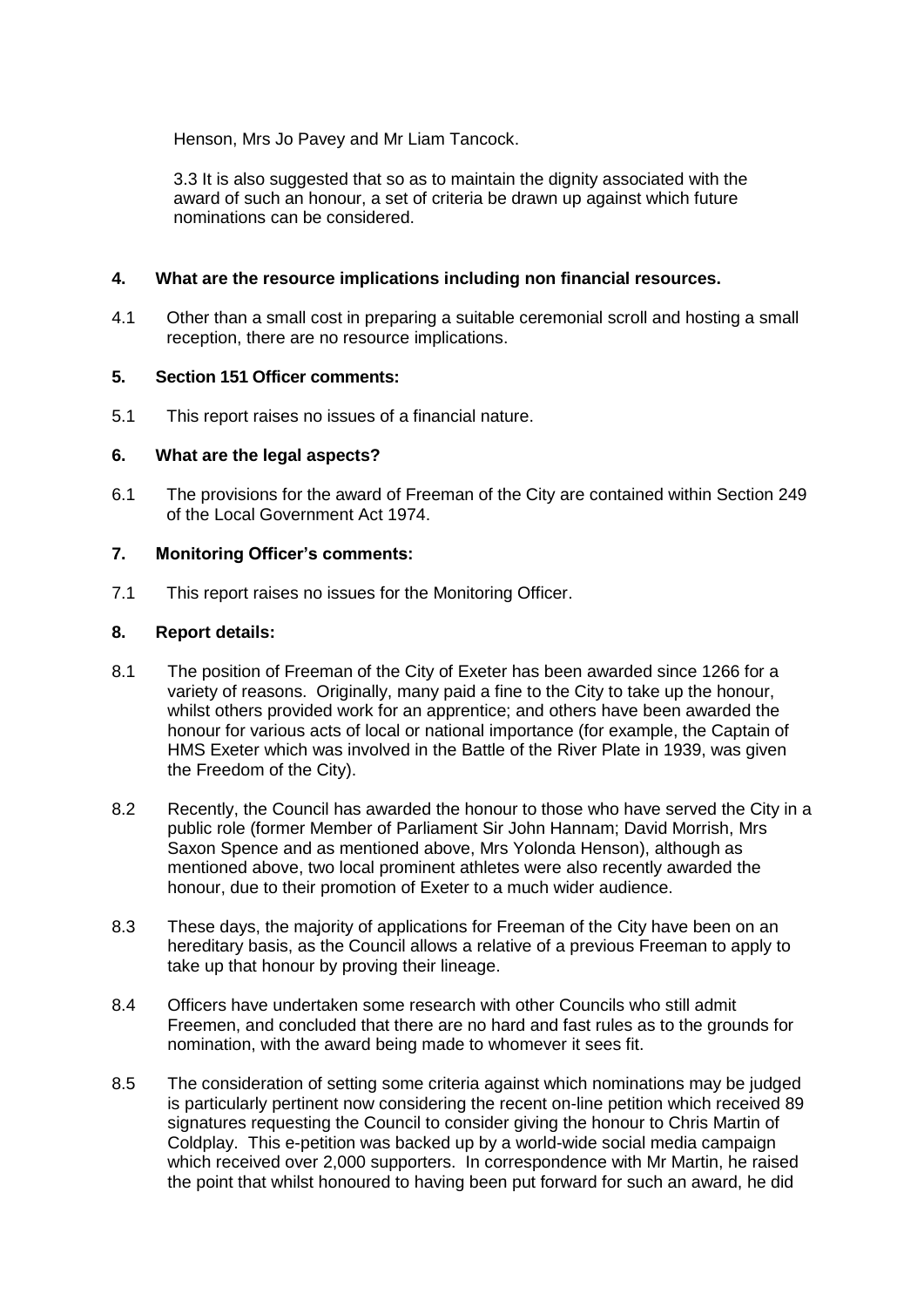Henson, Mrs Jo Pavey and Mr Liam Tancock.

3.3 It is also suggested that so as to maintain the dignity associated with the award of such an honour, a set of criteria be drawn up against which future nominations can be considered.

## 4. What are the resource implications including non financial resources.

4.1 Other than a small cost in preparing a suitable ceremonial scroll and hosting a small reception, there are no resource implications.

## 5. Section 151 Officer comments:

5.1 This report raises no issues of a financial nature.

## 6. What are the legal aspects?

6.1 The provisions for the award of Freeman of the City are contained within Section 249 of the Local Government Act 1974.

## 7. Monitoring Officer's comments:

7.1 This report raises no issues for the Monitoring Officer.

## 8. Report details:

8.1 The position of Freeman of the City of Exeter has been awarded since 1266 for a variety of reasons. Originally, many paid a fine to the City to take up the honour, whilst others provided work for an apprentice; and others have been awarded the honour for various acts of local or national importance (for example, the Captain of HMS Exeter which was involved in the Battle of the River Plate in 1939, was given the Freedom of the City).

8.2 Recently, the Council has awarded the honour to those who have served the City in a public role (former Member of Parliament Sir John Hannam; David Morrish, Mrs Saxon Spence and as mentioned above, Mrs Yolonda Henson), although as mentioned above, two local prominent athletes were also recently awarded the honour, due to their promotion of Exeter to a much wider audience.

8.3 These days, the majority of applications for Freeman of the City have been on an hereditary basis, as the Council allows a relative of a previous Freeman to apply to take up that honour by proving their lineage.

8.4 Officers have undertaken some research with other Councils who still admit Freemen, and concluded that there are no hard and fast rules as to the grounds for nomination, with the award being made to whomever it sees fit.

8.5 The consideration of setting some criteria against which nominations may be judged is particularly pertinent now considering the recent on-line petition which received 89 signatures requesting the Council to consider giving the honour to Chris Martin of Coldplay. This e-petition was backed up by a world-wide social media campaign which received over 2,000 supporters. In correspondence with Mr Martin, he raised the point that whilst honoured to having been put forward for such an award, he did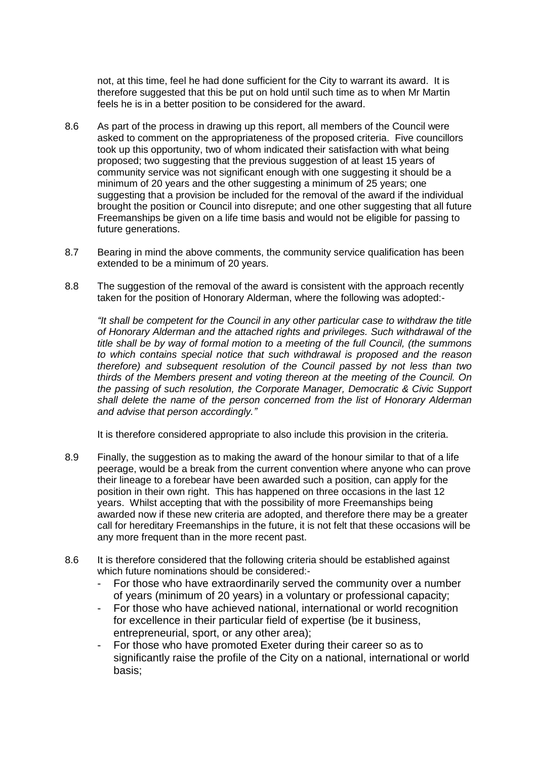not, at this time, feel he had done sufficient for the City to warrant its award. It is therefore suggested that this be put on hold until such time as to when Mr Martin feels he is in a better position to be considered for the award.

8.6 As part of the process in drawing up this report, all members of the Council were asked to comment on the appropriateness of the proposed criteria. Five councillors took up this opportunity, two of whom indicated their satisfaction with what being proposed; two suggesting that the previous suggestion of at least 15 years of community service was not significant enough with one suggesting it should be a minimum of 20 years and the other suggesting a minimum of 25 years; one suggesting that a provision be included for the removal of the award if the individual brought the position or Council into disrepute; and one other suggesting that all future Freemanships be given on a life time basis and would not be eligible for passing to future generations.

8.7 Bearing in mind the above comments, the community service qualification has been extended to be a minimum of 20 years.

8.8 The suggestion of the removal of the award is consistent with the approach recently taken for the position of Honorary Alderman, where the following was adopted:-

*"It shall be competent for the Council in any other particular case to withdraw the title of Honorary Alderman and the attached rights and privileges. Such withdrawal of the title shall be by way of formal motion to a meeting of the full Council, (the summons to which contains special notice that such withdrawal is proposed and the reason therefore) and subsequent resolution of the Council passed by not less than two thirds of the Members present and voting thereon at the meeting of the Council. On the passing of such resolution, the Corporate Manager, Democratic & Civic Support shall delete the name of the person concerned from the list of Honorary Alderman and advise that person accordingly."*

It is therefore considered appropriate to also include this provision in the criteria.

8.9 Finally, the suggestion as to making the award of the honour similar to that of a life peerage, would be a break from the current convention where anyone who can prove their lineage to a forebear have been awarded such a position, can apply for the position in their own right. This has happened on three occasions in the last 12 years. Whilst accepting that with the possibility of more Freemanships being awarded now if these new criteria are adopted, and therefore there may be a greater call for hereditary Freemanships in the future, it is not felt that these occasions will be any more frequent than in the more recent past.

8.6 It is therefore considered that the following criteria should be established against which future nominations should be considered:-

- For those who have extraordinarily served the community over a number of years (minimum of 20 years) in a voluntary or professional capacity;
- For those who have achieved national, international or world recognition for excellence in their particular field of expertise (be it business, entrepreneurial, sport, or any other area);
- For those who have promoted Exeter during their career so as to significantly raise the profile of the City on a national, international or world basis;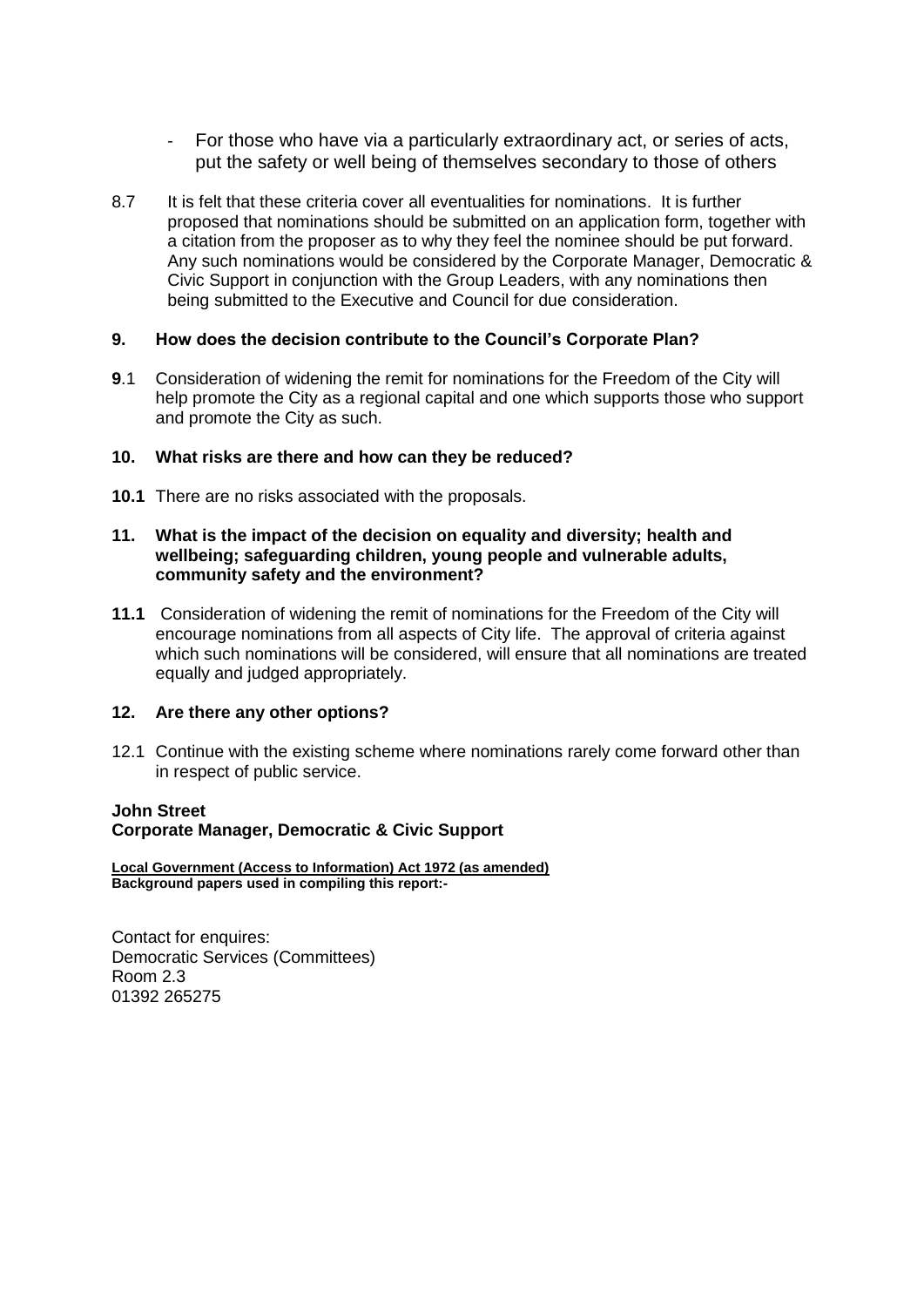- For those who have via a particularly extraordinary act, or series of acts, put the safety or well being of themselves secondary to those of others

8.7 It is felt that these criteria cover all eventualities for nominations. It is further proposed that nominations should be submitted on an application form, together with a citation from the proposer as to why they feel the nominee should be put forward. Any such nominations would be considered by the Corporate Manager, Democratic & Civic Support in conjunction with the Group Leaders, with any nominations then being submitted to the Executive and Council for due consideration.

**9. How does the decision contribute to the Council's Corporate Plan?**

**9**.1 Consideration of widening the remit for nominations for the Freedom of the City will help promote the City as a regional capital and one which supports those who support and promote the City as such.

**10. What risks are there and how can they be reduced?**

**10.1** There are no risks associated with the proposals.

**11. What is the impact of the decision on equality and diversity; health and wellbeing; safeguarding children, young people and vulnerable adults, community safety and the environment?**

**11.1** Consideration of widening the remit of nominations for the Freedom of the City will encourage nominations from all aspects of City life. The approval of criteria against which such nominations will be considered, will ensure that all nominations are treated equally and judged appropriately.

**12. Are there any other options?**

12.1 Continue with the existing scheme where nominations rarely come forward other than in respect of public service.

**John Street**
**Corporate Manager, Democratic & Civic Support**

**Local Government (Access to Information) Act 1972 (as amended)**
**Background papers used in compiling this report:-**

Contact for enquires:
Democratic Services (Committees)
Room 2.3
01392 265275